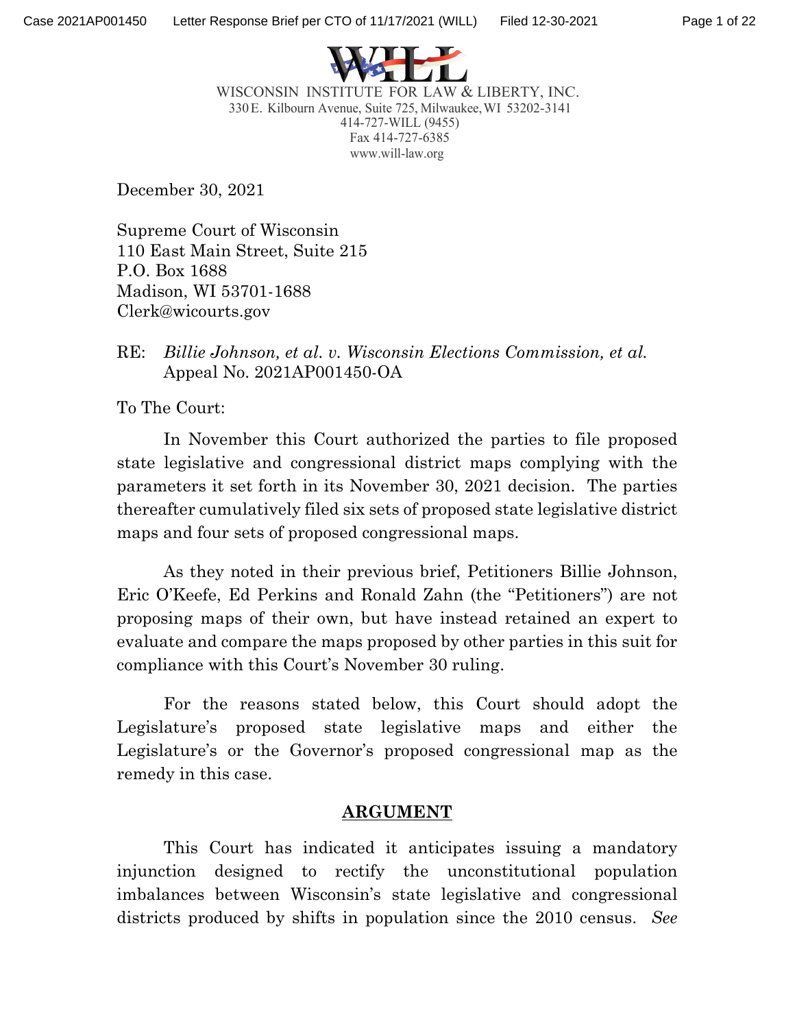WISCONSIN INSTITUTE FOR LAW & LIBERTY, INC.
330 E. Kilbourn Avenue, Suite 725, Milwaukee, WI 53202-3141
414-727-WILL (9455)
Fax 414-727-6385
www.will-law.org

December 30, 2021

Supreme Court of Wisconsin
110 East Main Street, Suite 215
P.O. Box 1688
Madison, WI 53701-1688
Clerk@wicourts.gov

RE: *Billie Johnson, et al. v. Wisconsin Elections Commission, et al.*
Appeal No. 2021AP001450-OA

To The Court:

In November this Court authorized the parties to file proposed state legislative and congressional district maps complying with the parameters it set forth in its November 30, 2021 decision. The parties thereafter cumulatively filed six sets of proposed state legislative district maps and four sets of proposed congressional maps.

As they noted in their previous brief, Petitioners Billie Johnson, Eric O'Keefe, Ed Perkins and Ronald Zahn (the "Petitioners") are not proposing maps of their own, but have instead retained an expert to evaluate and compare the maps proposed by other parties in this suit for compliance with this Court's November 30 ruling.

For the reasons stated below, this Court should adopt the Legislature's proposed state legislative maps and either the Legislature's or the Governor's proposed congressional map as the remedy in this case.

## ARGUMENT

This Court has indicated it anticipates issuing a mandatory injunction designed to rectify the unconstitutional population imbalances between Wisconsin's state legislative and congressional districts produced by shifts in population since the 2010 census. *See*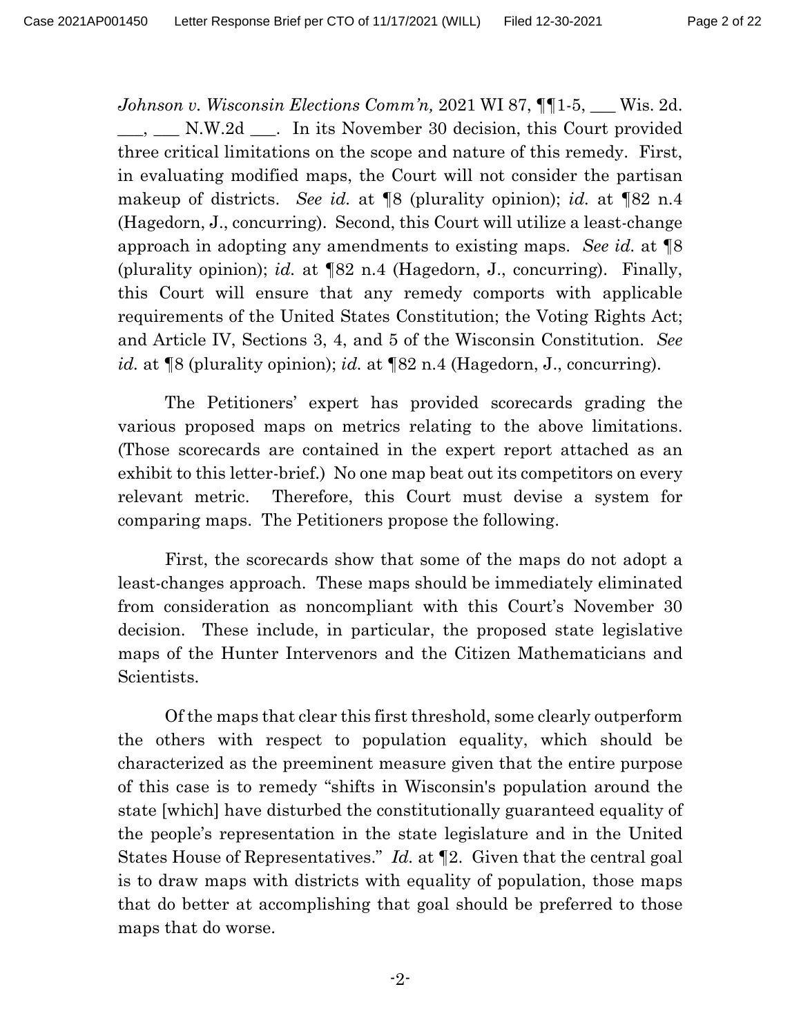*Johnson v. Wisconsin Elections Comm'n,* 2021 WI 87, ¶¶1-5, ___ Wis. 2d. ___, ___ N.W.2d ___. In its November 30 decision, this Court provided three critical limitations on the scope and nature of this remedy. First, in evaluating modified maps, the Court will not consider the partisan makeup of districts. *See id.* at ¶8 (plurality opinion); *id.* at ¶82 n.4 (Hagedorn, J., concurring). Second, this Court will utilize a least-change approach in adopting any amendments to existing maps. *See id.* at ¶8 (plurality opinion); *id.* at ¶82 n.4 (Hagedorn, J., concurring). Finally, this Court will ensure that any remedy comports with applicable requirements of the United States Constitution; the Voting Rights Act; and Article IV, Sections 3, 4, and 5 of the Wisconsin Constitution. *See id.* at ¶8 (plurality opinion); *id.* at ¶82 n.4 (Hagedorn, J., concurring).

The Petitioners' expert has provided scorecards grading the various proposed maps on metrics relating to the above limitations. (Those scorecards are contained in the expert report attached as an exhibit to this letter-brief.) No one map beat out its competitors on every relevant metric. Therefore, this Court must devise a system for comparing maps. The Petitioners propose the following.

First, the scorecards show that some of the maps do not adopt a least-changes approach. These maps should be immediately eliminated from consideration as noncompliant with this Court's November 30 decision. These include, in particular, the proposed state legislative maps of the Hunter Intervenors and the Citizen Mathematicians and Scientists.

Of the maps that clear this first threshold, some clearly outperform the others with respect to population equality, which should be characterized as the preeminent measure given that the entire purpose of this case is to remedy "shifts in Wisconsin's population around the state [which] have disturbed the constitutionally guaranteed equality of the people's representation in the state legislature and in the United States House of Representatives." *Id.* at ¶2. Given that the central goal is to draw maps with districts with equality of population, those maps that do better at accomplishing that goal should be preferred to those maps that do worse.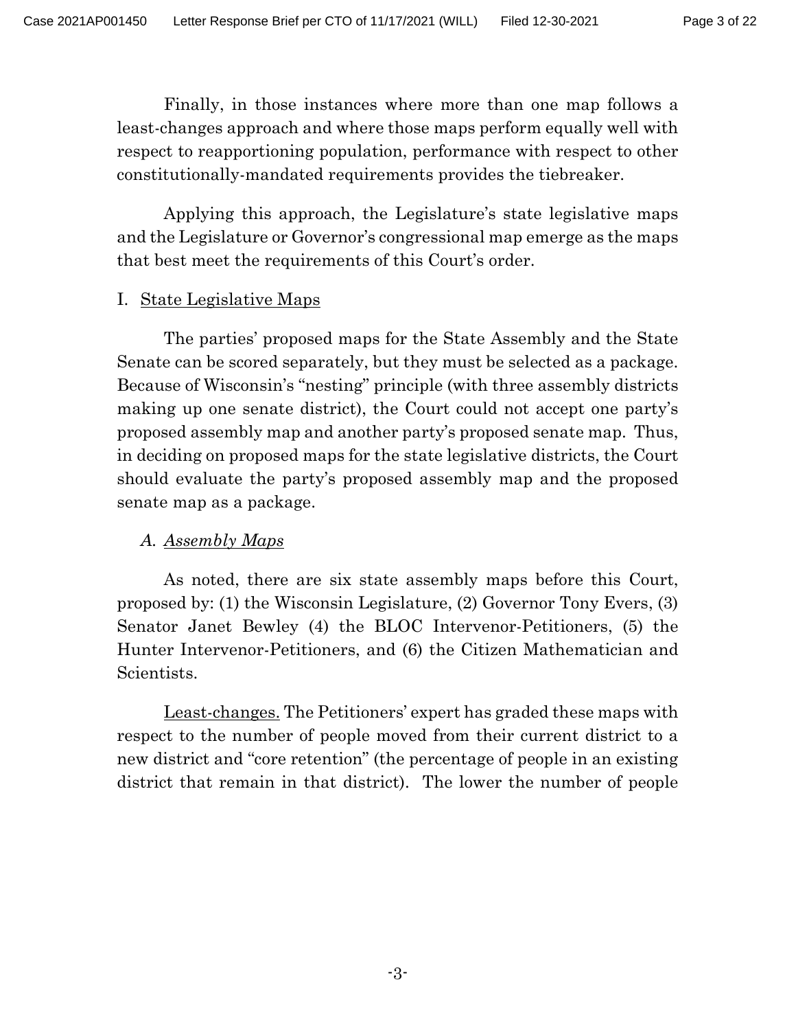Finally, in those instances where more than one map follows a least-changes approach and where those maps perform equally well with respect to reapportioning population, performance with respect to other constitutionally-mandated requirements provides the tiebreaker.

Applying this approach, the Legislature's state legislative maps and the Legislature or Governor's congressional map emerge as the maps that best meet the requirements of this Court's order.

## I. State Legislative Maps

The parties' proposed maps for the State Assembly and the State Senate can be scored separately, but they must be selected as a package. Because of Wisconsin's "nesting" principle (with three assembly districts making up one senate district), the Court could not accept one party's proposed assembly map and another party's proposed senate map. Thus, in deciding on proposed maps for the state legislative districts, the Court should evaluate the party's proposed assembly map and the proposed senate map as a package.

### A. *Assembly Maps*

As noted, there are six state assembly maps before this Court, proposed by: (1) the Wisconsin Legislature, (2) Governor Tony Evers, (3) Senator Janet Bewley (4) the BLOC Intervenor-Petitioners, (5) the Hunter Intervenor-Petitioners, and (6) the Citizen Mathematician and Scientists.

Least-changes. The Petitioners' expert has graded these maps with respect to the number of people moved from their current district to a new district and "core retention" (the percentage of people in an existing district that remain in that district). The lower the number of people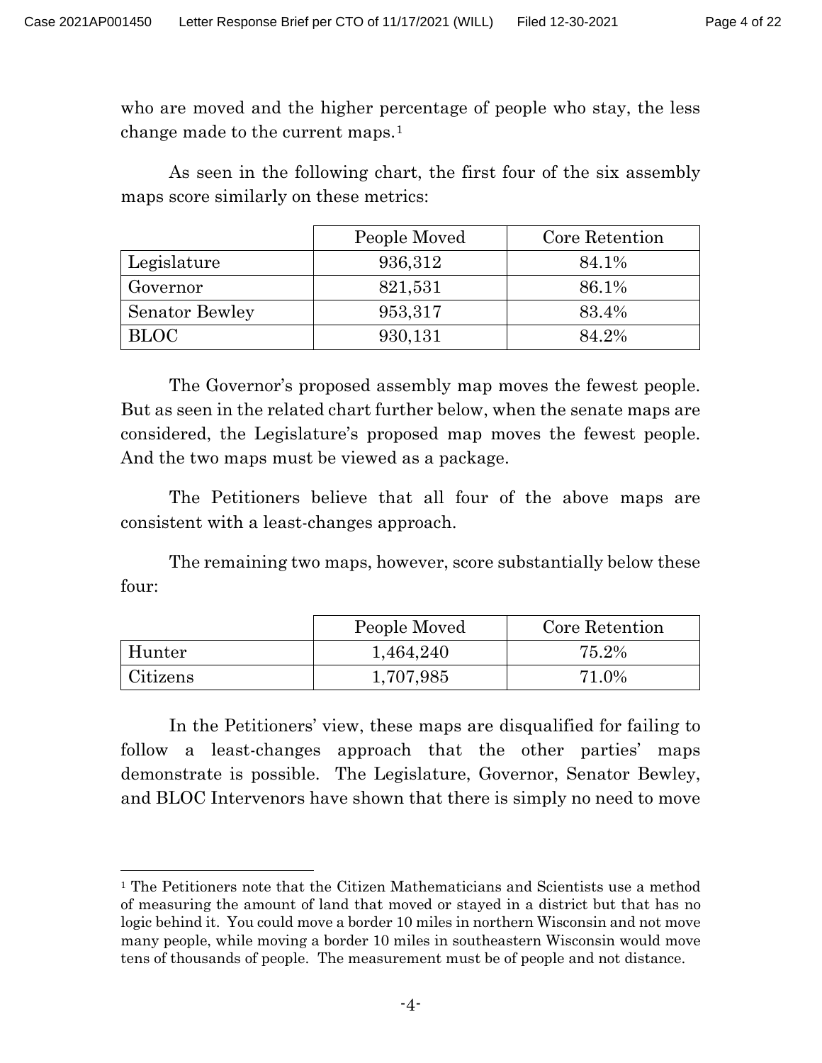who are moved and the higher percentage of people who stay, the less change made to the current maps.[1]

As seen in the following chart, the first four of the six assembly maps score similarly on these metrics:

| | People Moved | Core Retention |
|---|---|---|
| Legislature | 936,312 | 84.1% |
| Governor | 821,531 | 86.1% |
| Senator Bewley | 953,317 | 83.4% |
| BLOC | 930,131 | 84.2% |

The Governor's proposed assembly map moves the fewest people. But as seen in the related chart further below, when the senate maps are considered, the Legislature's proposed map moves the fewest people. And the two maps must be viewed as a package.

The Petitioners believe that all four of the above maps are consistent with a least-changes approach.

The remaining two maps, however, score substantially below these four:

| | People Moved | Core Retention |
|---|---|---|
| Hunter | 1,464,240 | 75.2% |
| Citizens | 1,707,985 | 71.0% |

In the Petitioners' view, these maps are disqualified for failing to follow a least-changes approach that the other parties' maps demonstrate is possible. The Legislature, Governor, Senator Bewley, and BLOC Intervenors have shown that there is simply no need to move

---

[1] The Petitioners note that the Citizen Mathematicians and Scientists use a method of measuring the amount of land that moved or stayed in a district but that has no logic behind it. You could move a border 10 miles in northern Wisconsin and not move many people, while moving a border 10 miles in southeastern Wisconsin would move tens of thousands of people. The measurement must be of people and not distance.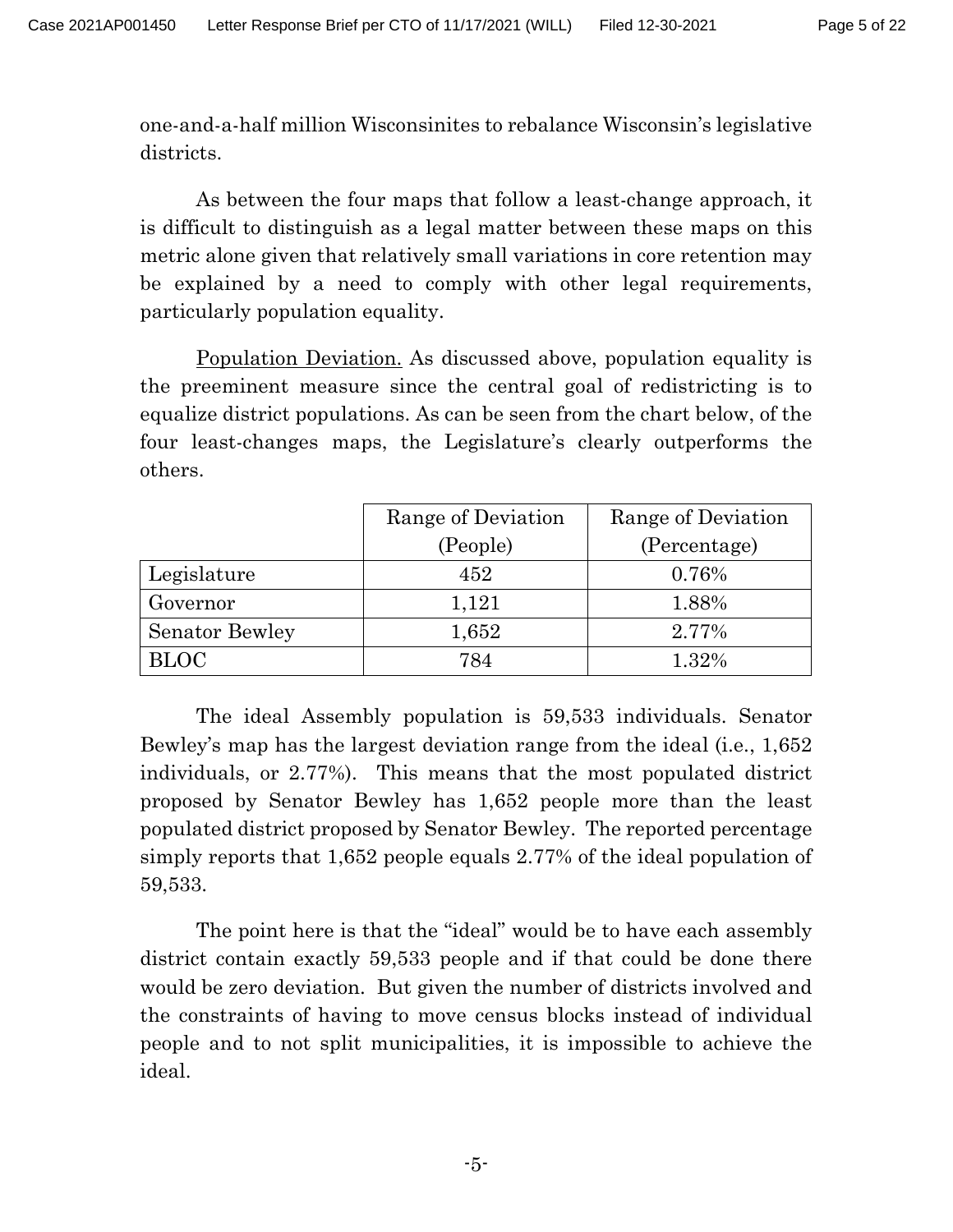one-and-a-half million Wisconsinites to rebalance Wisconsin's legislative districts.

As between the four maps that follow a least-change approach, it is difficult to distinguish as a legal matter between these maps on this metric alone given that relatively small variations in core retention may be explained by a need to comply with other legal requirements, particularly population equality.

<u>Population Deviation.</u> As discussed above, population equality is the preeminent measure since the central goal of redistricting is to equalize district populations. As can be seen from the chart below, of the four least-changes maps, the Legislature's clearly outperforms the others.

| | Range of Deviation (People) | Range of Deviation (Percentage) |
|---|---|---|
| Legislature | 452 | 0.76% |
| Governor | 1,121 | 1.88% |
| Senator Bewley | 1,652 | 2.77% |
| BLOC | 784 | 1.32% |

The ideal Assembly population is 59,533 individuals. Senator Bewley's map has the largest deviation range from the ideal (i.e., 1,652 individuals, or 2.77%). This means that the most populated district proposed by Senator Bewley has 1,652 people more than the least populated district proposed by Senator Bewley. The reported percentage simply reports that 1,652 people equals 2.77% of the ideal population of 59,533.

The point here is that the "ideal" would be to have each assembly district contain exactly 59,533 people and if that could be done there would be zero deviation. But given the number of districts involved and the constraints of having to move census blocks instead of individual people and to not split municipalities, it is impossible to achieve the ideal.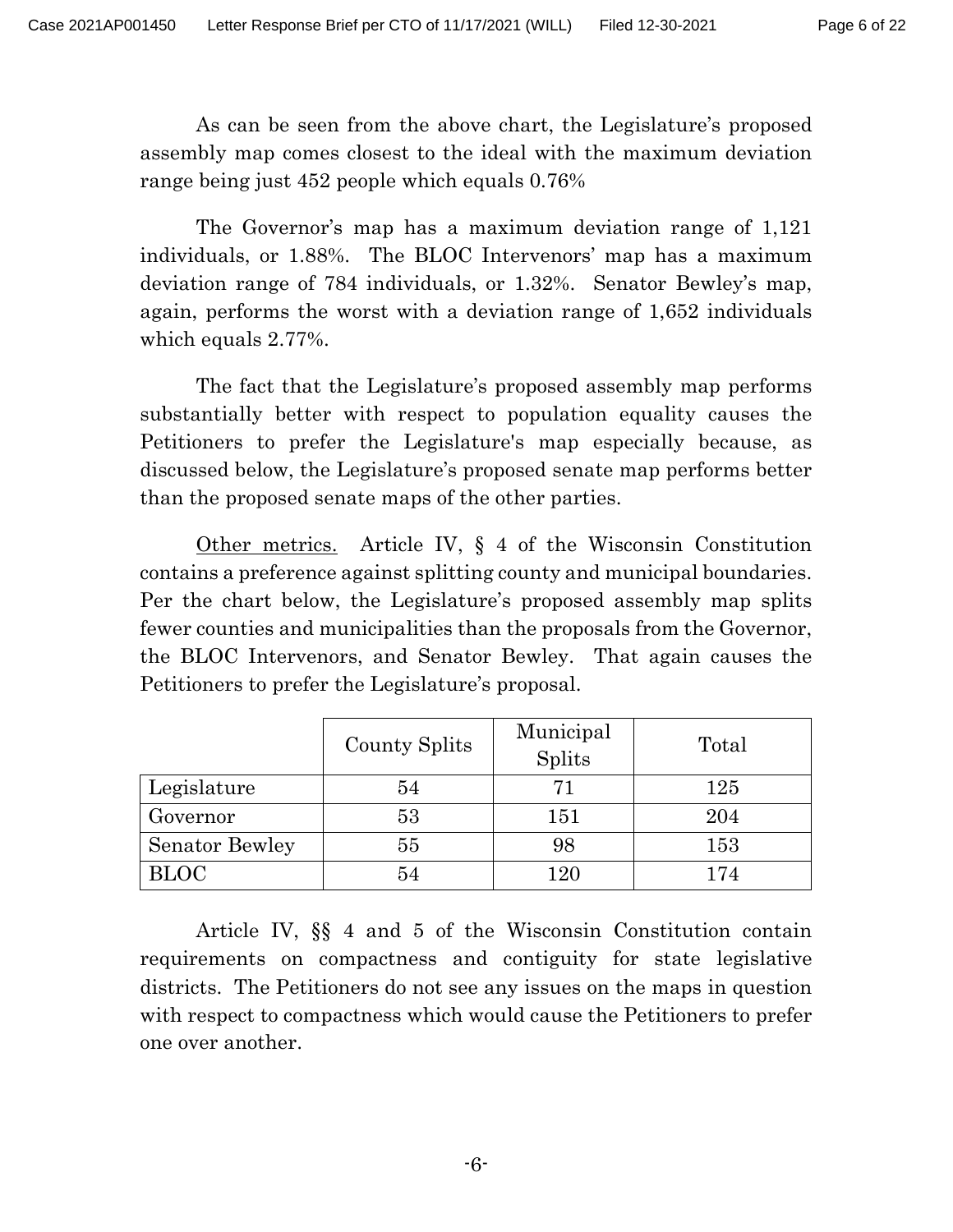As can be seen from the above chart, the Legislature's proposed assembly map comes closest to the ideal with the maximum deviation range being just 452 people which equals 0.76%

The Governor's map has a maximum deviation range of 1,121 individuals, or 1.88%. The BLOC Intervenors' map has a maximum deviation range of 784 individuals, or 1.32%. Senator Bewley's map, again, performs the worst with a deviation range of 1,652 individuals which equals 2.77%.

The fact that the Legislature's proposed assembly map performs substantially better with respect to population equality causes the Petitioners to prefer the Legislature's map especially because, as discussed below, the Legislature's proposed senate map performs better than the proposed senate maps of the other parties.

<u>Other metrics.</u> Article IV, § 4 of the Wisconsin Constitution contains a preference against splitting county and municipal boundaries. Per the chart below, the Legislature's proposed assembly map splits fewer counties and municipalities than the proposals from the Governor, the BLOC Intervenors, and Senator Bewley. That again causes the Petitioners to prefer the Legislature's proposal.

| | County Splits | Municipal Splits | Total |
|---|---|---|---|
| Legislature | 54 | 71 | 125 |
| Governor | 53 | 151 | 204 |
| Senator Bewley | 55 | 98 | 153 |
| BLOC | 54 | 120 | 174 |

Article IV, §§ 4 and 5 of the Wisconsin Constitution contain requirements on compactness and contiguity for state legislative districts. The Petitioners do not see any issues on the maps in question with respect to compactness which would cause the Petitioners to prefer one over another.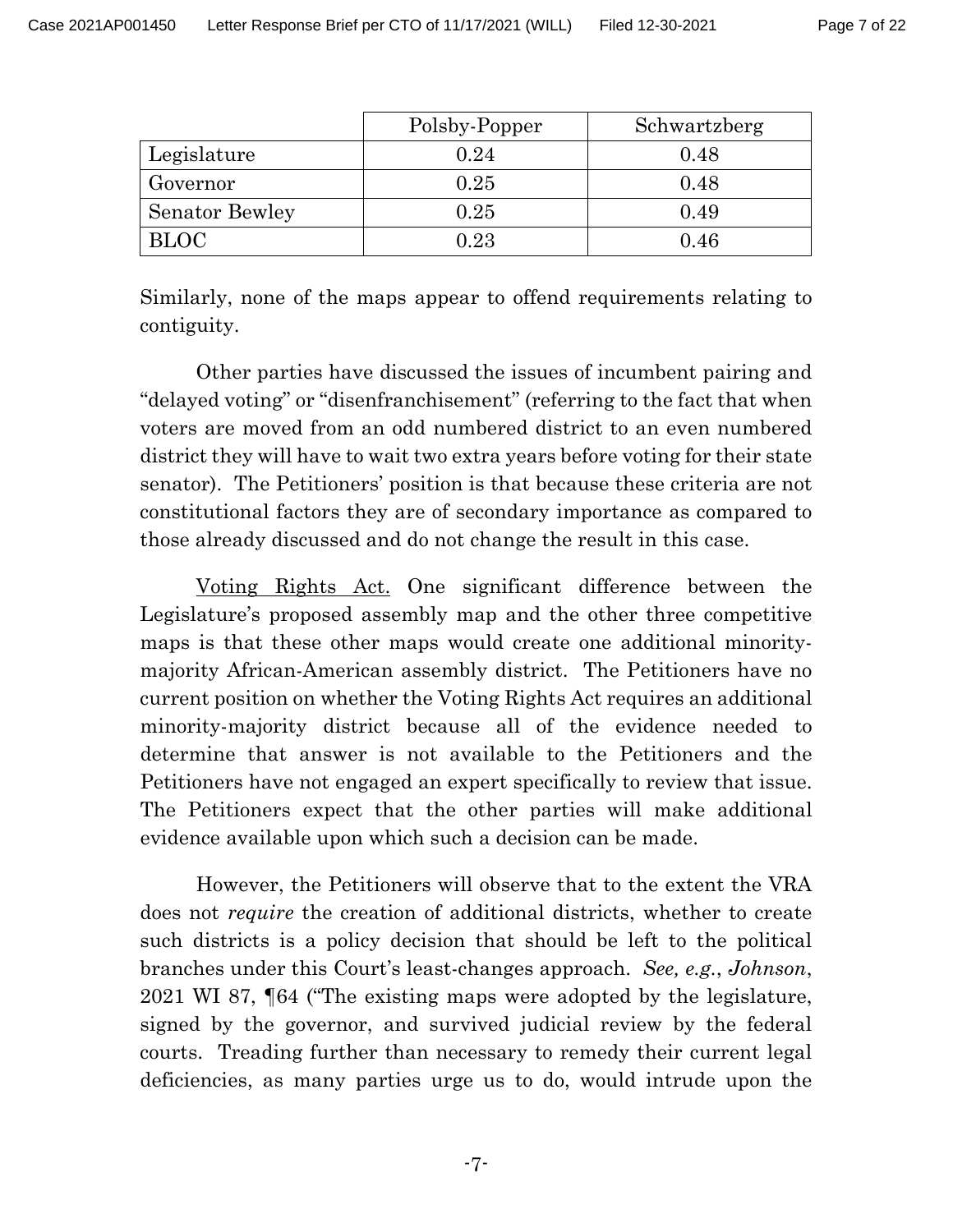| | Polsby-Popper | Schwartzberg |
|---|---|---|
| Legislature | 0.24 | 0.48 |
| Governor | 0.25 | 0.48 |
| Senator Bewley | 0.25 | 0.49 |
| BLOC | 0.23 | 0.46 |

Similarly, none of the maps appear to offend requirements relating to contiguity.

Other parties have discussed the issues of incumbent pairing and "delayed voting" or "disenfranchisement" (referring to the fact that when voters are moved from an odd numbered district to an even numbered district they will have to wait two extra years before voting for their state senator). The Petitioners' position is that because these criteria are not constitutional factors they are of secondary importance as compared to those already discussed and do not change the result in this case.

<u>Voting Rights Act.</u> One significant difference between the Legislature's proposed assembly map and the other three competitive maps is that these other maps would create one additional minority-majority African-American assembly district. The Petitioners have no current position on whether the Voting Rights Act requires an additional minority-majority district because all of the evidence needed to determine that answer is not available to the Petitioners and the Petitioners have not engaged an expert specifically to review that issue. The Petitioners expect that the other parties will make additional evidence available upon which such a decision can be made.

However, the Petitioners will observe that to the extent the VRA does not *require* the creation of additional districts, whether to create such districts is a policy decision that should be left to the political branches under this Court's least-changes approach. *See, e.g.*, *Johnson*, 2021 WI 87, ¶64 ("The existing maps were adopted by the legislature, signed by the governor, and survived judicial review by the federal courts. Treading further than necessary to remedy their current legal deficiencies, as many parties urge us to do, would intrude upon the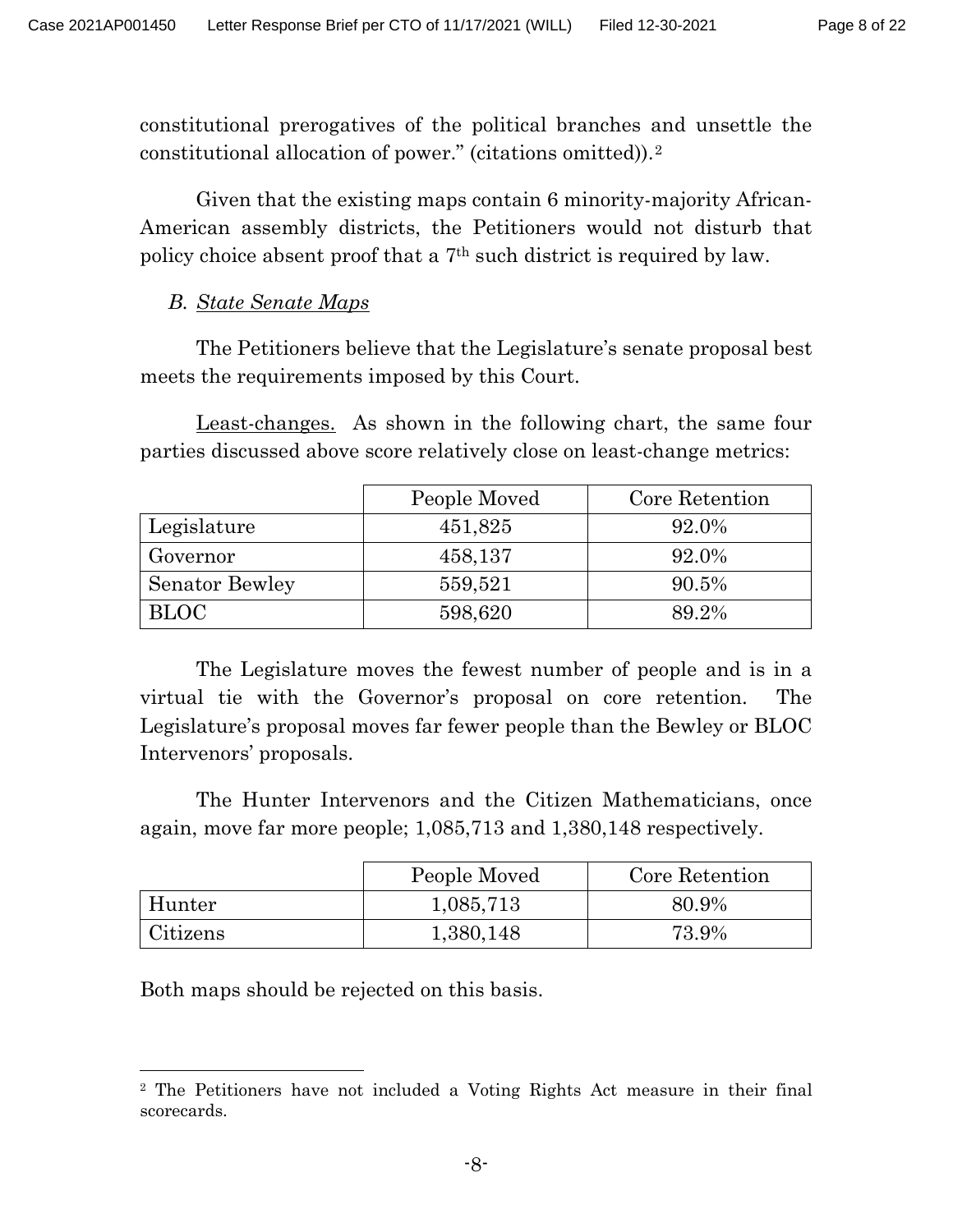constitutional prerogatives of the political branches and unsettle the constitutional allocation of power." (citations omitted)).[2]

Given that the existing maps contain 6 minority-majority African-American assembly districts, the Petitioners would not disturb that policy choice absent proof that a 7th such district is required by law.

*B. State Senate Maps*

The Petitioners believe that the Legislature's senate proposal best meets the requirements imposed by this Court.

Least-changes. As shown in the following chart, the same four parties discussed above score relatively close on least-change metrics:

| | People Moved | Core Retention |
|---|---|---|
| Legislature | 451,825 | 92.0% |
| Governor | 458,137 | 92.0% |
| Senator Bewley | 559,521 | 90.5% |
| BLOC | 598,620 | 89.2% |

The Legislature moves the fewest number of people and is in a virtual tie with the Governor's proposal on core retention. The Legislature's proposal moves far fewer people than the Bewley or BLOC Intervenors' proposals.

The Hunter Intervenors and the Citizen Mathematicians, once again, move far more people; 1,085,713 and 1,380,148 respectively.

| | People Moved | Core Retention |
|---|---|---|
| Hunter | 1,085,713 | 80.9% |
| Citizens | 1,380,148 | 73.9% |

Both maps should be rejected on this basis.

[2] The Petitioners have not included a Voting Rights Act measure in their final scorecards.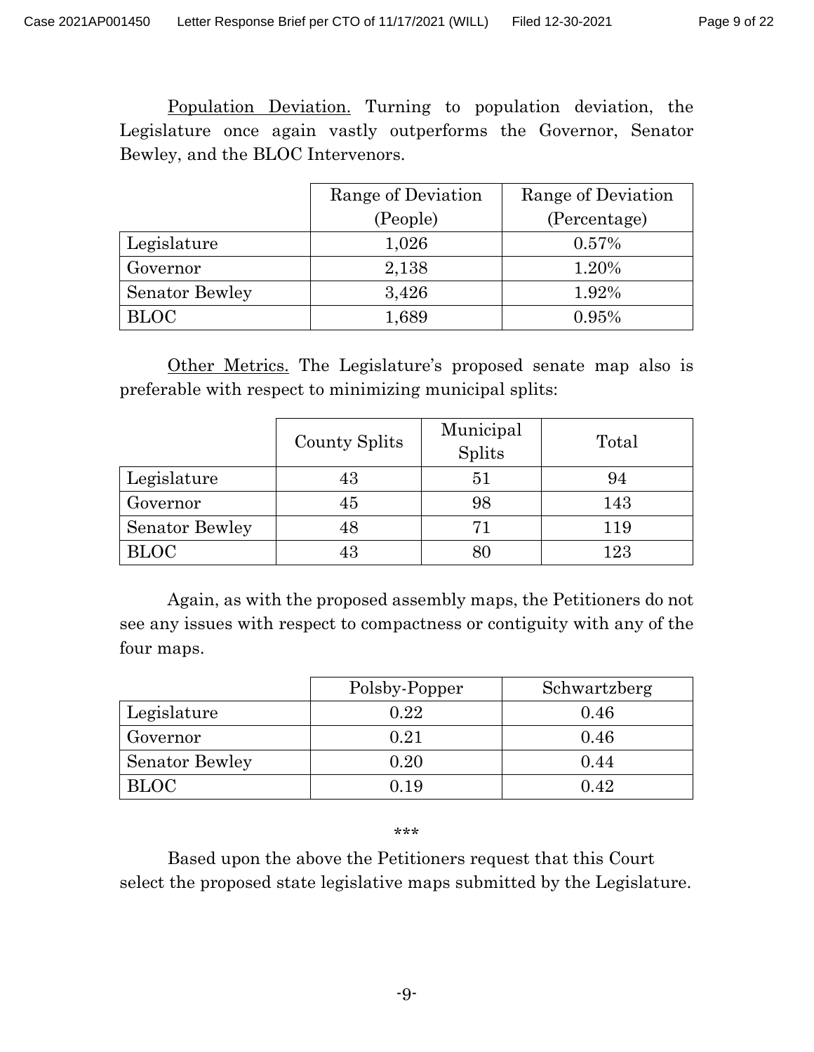<u>Population Deviation.</u> Turning to population deviation, the Legislature once again vastly outperforms the Governor, Senator Bewley, and the BLOC Intervenors.

| | Range of Deviation (People) | Range of Deviation (Percentage) |
|---|---|---|
| Legislature | 1,026 | 0.57% |
| Governor | 2,138 | 1.20% |
| Senator Bewley | 3,426 | 1.92% |
| BLOC | 1,689 | 0.95% |

<u>Other Metrics.</u> The Legislature's proposed senate map also is preferable with respect to minimizing municipal splits:

| | County Splits | Municipal Splits | Total |
|---|---|---|---|
| Legislature | 43 | 51 | 94 |
| Governor | 45 | 98 | 143 |
| Senator Bewley | 48 | 71 | 119 |
| BLOC | 43 | 80 | 123 |

Again, as with the proposed assembly maps, the Petitioners do not see any issues with respect to compactness or contiguity with any of the four maps.

| | Polsby-Popper | Schwartzberg |
|---|---|---|
| Legislature | 0.22 | 0.46 |
| Governor | 0.21 | 0.46 |
| Senator Bewley | 0.20 | 0.44 |
| BLOC | 0.19 | 0.42 |

***

Based upon the above the Petitioners request that this Court select the proposed state legislative maps submitted by the Legislature.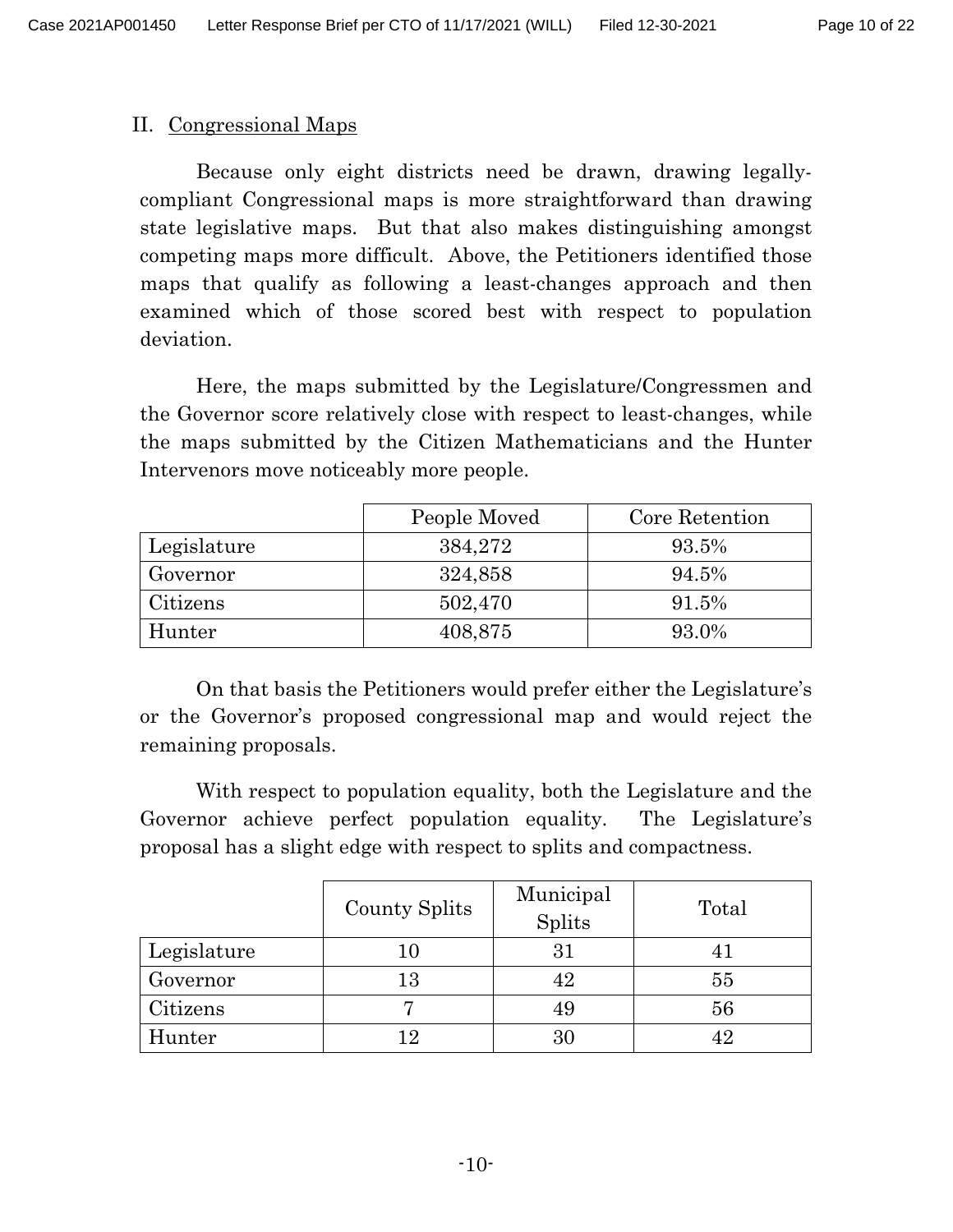## II. Congressional Maps

Because only eight districts need be drawn, drawing legally-compliant Congressional maps is more straightforward than drawing state legislative maps. But that also makes distinguishing amongst competing maps more difficult. Above, the Petitioners identified those maps that qualify as following a least-changes approach and then examined which of those scored best with respect to population deviation.

Here, the maps submitted by the Legislature/Congressmen and the Governor score relatively close with respect to least-changes, while the maps submitted by the Citizen Mathematicians and the Hunter Intervenors move noticeably more people.

| | People Moved | Core Retention |
|---|---|---|
| Legislature | 384,272 | 93.5% |
| Governor | 324,858 | 94.5% |
| Citizens | 502,470 | 91.5% |
| Hunter | 408,875 | 93.0% |

On that basis the Petitioners would prefer either the Legislature's or the Governor's proposed congressional map and would reject the remaining proposals.

With respect to population equality, both the Legislature and the Governor achieve perfect population equality. The Legislature's proposal has a slight edge with respect to splits and compactness.

| | County Splits | Municipal Splits | Total |
|---|---|---|---|
| Legislature | 10 | 31 | 41 |
| Governor | 13 | 42 | 55 |
| Citizens | 7 | 49 | 56 |
| Hunter | 12 | 30 | 42 |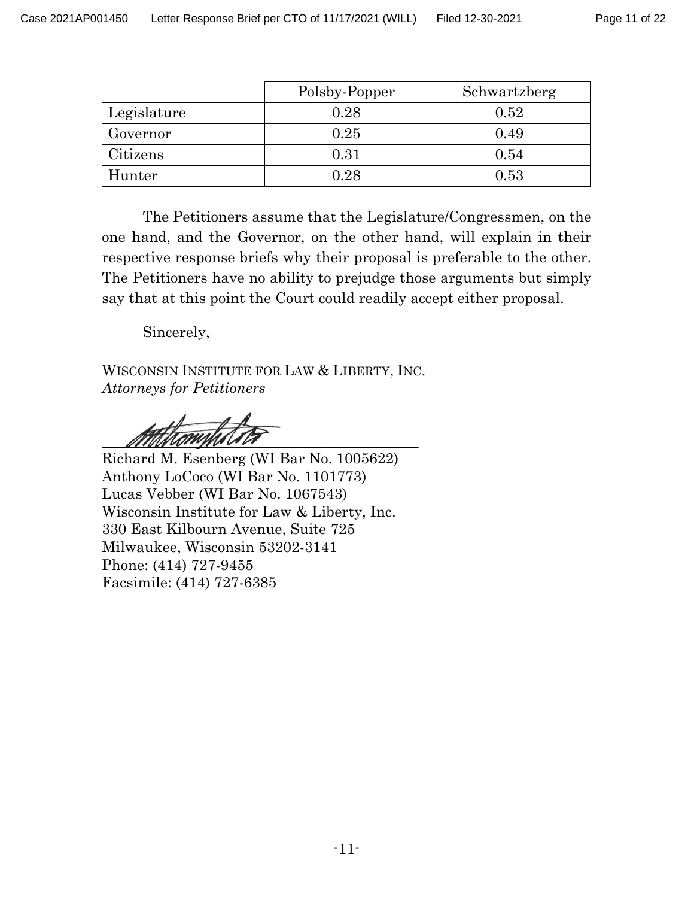| | Polsby-Popper | Schwartzberg |
|---|---|---|
| Legislature | 0.28 | 0.52 |
| Governor | 0.25 | 0.49 |
| Citizens | 0.31 | 0.54 |
| Hunter | 0.28 | 0.53 |

The Petitioners assume that the Legislature/Congressmen, on the one hand, and the Governor, on the other hand, will explain in their respective response briefs why their proposal is preferable to the other. The Petitioners have no ability to prejudge those arguments but simply say that at this point the Court could readily accept either proposal.

Sincerely,

WISCONSIN INSTITUTE FOR LAW & LIBERTY, INC.
*Attorneys for Petitioners*

Richard M. Esenberg (WI Bar No. 1005622)
Anthony LoCoco (WI Bar No. 1101773)
Lucas Vebber (WI Bar No. 1067543)
Wisconsin Institute for Law & Liberty, Inc.
330 East Kilbourn Avenue, Suite 725
Milwaukee, Wisconsin 53202-3141
Phone: (414) 727-9455
Facsimile: (414) 727-6385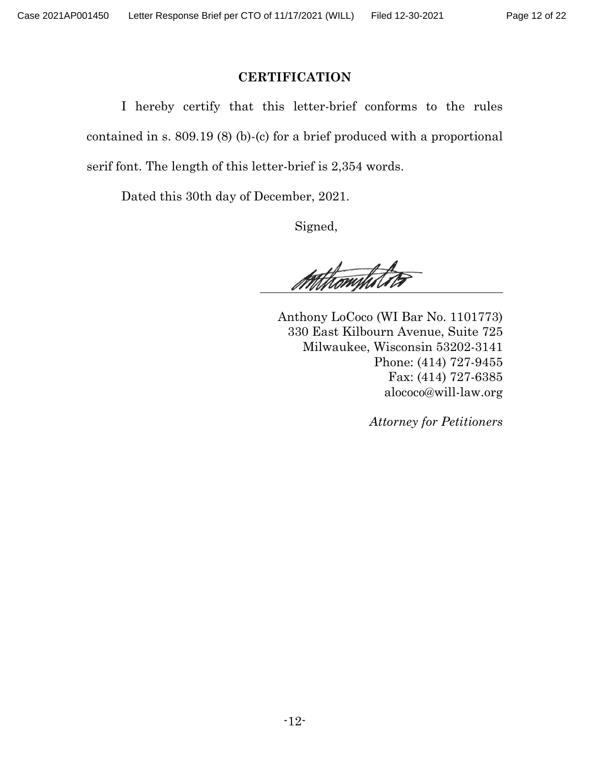## CERTIFICATION

I hereby certify that this letter-brief conforms to the rules contained in s. 809.19 (8) (b)-(c) for a brief produced with a proportional serif font. The length of this letter-brief is 2,354 words.

Dated this 30th day of December, 2021.

Signed,

Anthony LoCoco (WI Bar No. 1101773)
330 East Kilbourn Avenue, Suite 725
Milwaukee, Wisconsin 53202-3141
Phone: (414) 727-9455
Fax: (414) 727-6385
alococo@will-law.org

*Attorney for Petitioners*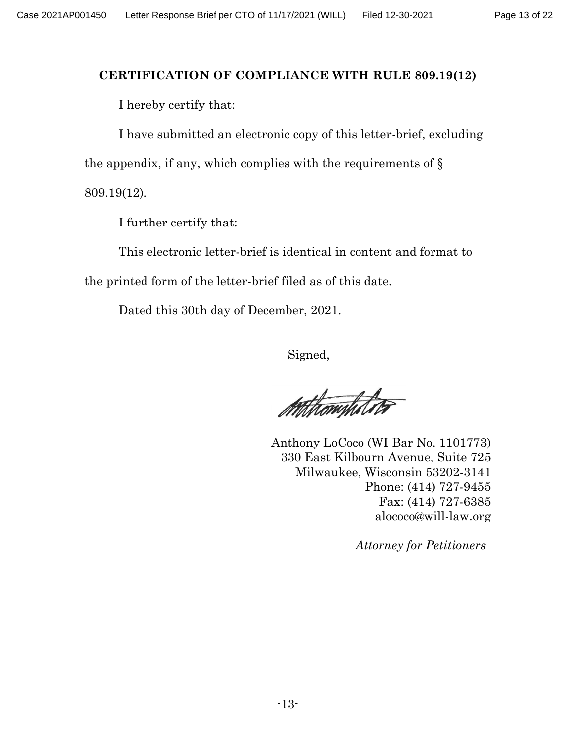## CERTIFICATION OF COMPLIANCE WITH RULE 809.19(12)

I hereby certify that:

I have submitted an electronic copy of this letter-brief, excluding the appendix, if any, which complies with the requirements of § 809.19(12).

I further certify that:

This electronic letter-brief is identical in content and format to the printed form of the letter-brief filed as of this date.

Dated this 30th day of December, 2021.

Signed,

Anthony LoCoco (WI Bar No. 1101773)
330 East Kilbourn Avenue, Suite 725
Milwaukee, Wisconsin 53202-3141
Phone: (414) 727-9455
Fax: (414) 727-6385
alococo@will-law.org

*Attorney for Petitioners*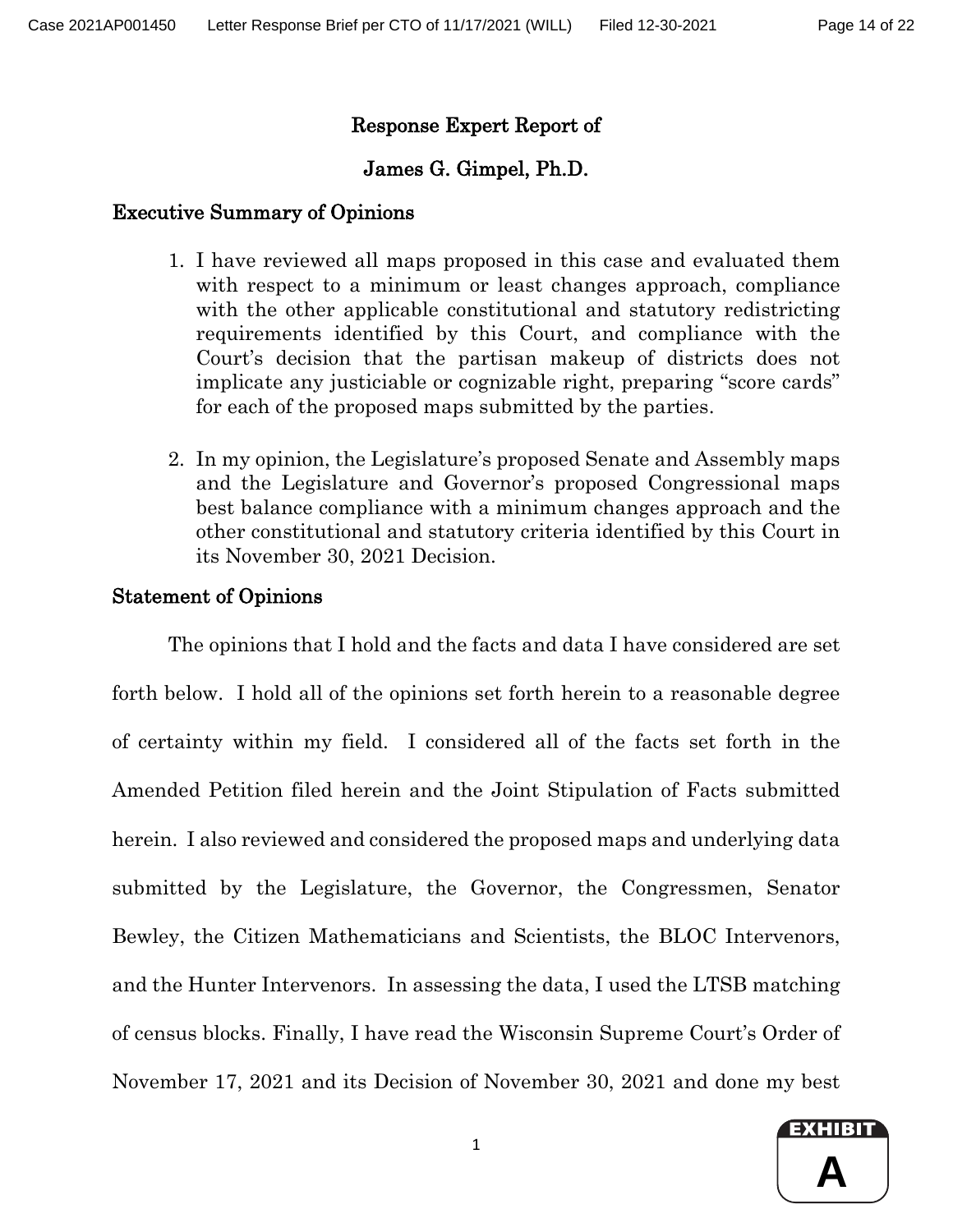## Response Expert Report of

## James G. Gimpel, Ph.D.

### Executive Summary of Opinions

1. I have reviewed all maps proposed in this case and evaluated them with respect to a minimum or least changes approach, compliance with the other applicable constitutional and statutory redistricting requirements identified by this Court, and compliance with the Court's decision that the partisan makeup of districts does not implicate any justiciable or cognizable right, preparing "score cards" for each of the proposed maps submitted by the parties.

2. In my opinion, the Legislature's proposed Senate and Assembly maps and the Legislature and Governor's proposed Congressional maps best balance compliance with a minimum changes approach and the other constitutional and statutory criteria identified by this Court in its November 30, 2021 Decision.

### Statement of Opinions

The opinions that I hold and the facts and data I have considered are set forth below. I hold all of the opinions set forth herein to a reasonable degree of certainty within my field. I considered all of the facts set forth in the Amended Petition filed herein and the Joint Stipulation of Facts submitted herein. I also reviewed and considered the proposed maps and underlying data submitted by the Legislature, the Governor, the Congressmen, Senator Bewley, the Citizen Mathematicians and Scientists, the BLOC Intervenors, and the Hunter Intervenors. In assessing the data, I used the LTSB matching of census blocks. Finally, I have read the Wisconsin Supreme Court's Order of November 17, 2021 and its Decision of November 30, 2021 and done my best

EXHIBIT A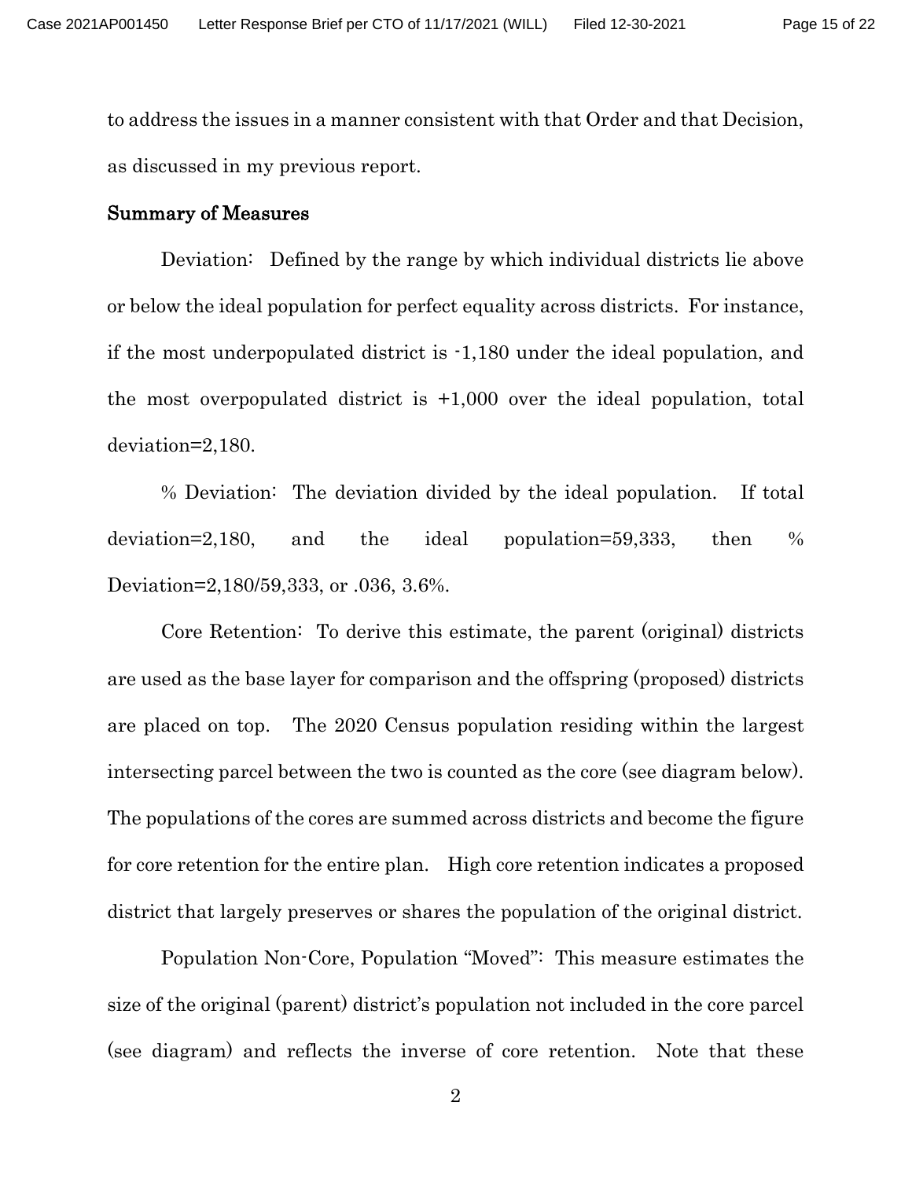to address the issues in a manner consistent with that Order and that Decision, as discussed in my previous report.

**Summary of Measures**

Deviation: Defined by the range by which individual districts lie above or below the ideal population for perfect equality across districts. For instance, if the most underpopulated district is -1,180 under the ideal population, and the most overpopulated district is +1,000 over the ideal population, total deviation=2,180.

% Deviation: The deviation divided by the ideal population. If total deviation=2,180, and the ideal population=59,333, then % Deviation=2,180/59,333, or .036, 3.6%.

Core Retention: To derive this estimate, the parent (original) districts are used as the base layer for comparison and the offspring (proposed) districts are placed on top. The 2020 Census population residing within the largest intersecting parcel between the two is counted as the core (see diagram below). The populations of the cores are summed across districts and become the figure for core retention for the entire plan. High core retention indicates a proposed district that largely preserves or shares the population of the original district.

Population Non-Core, Population "Moved": This measure estimates the size of the original (parent) district's population not included in the core parcel (see diagram) and reflects the inverse of core retention. Note that these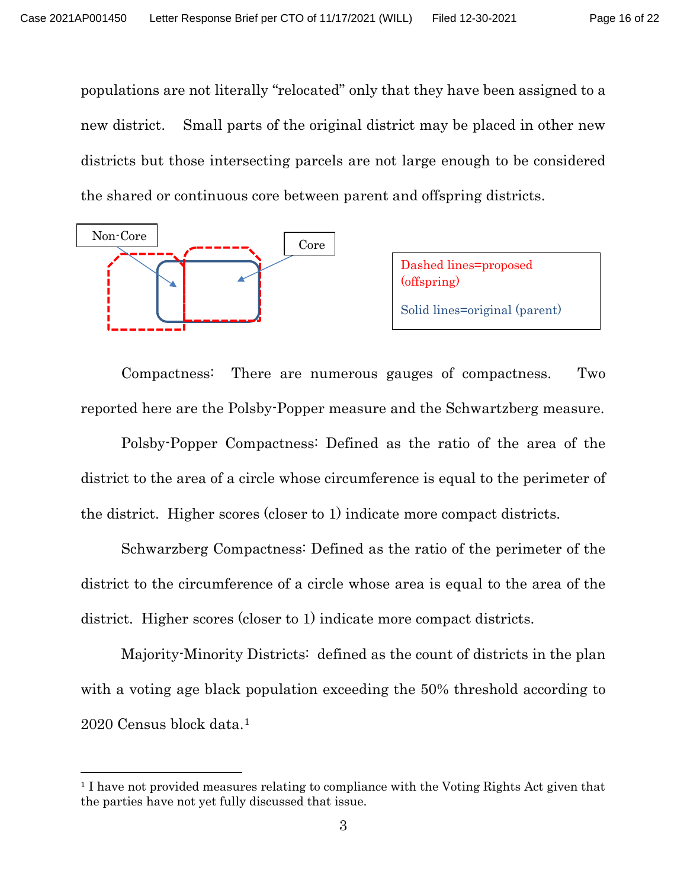populations are not literally "relocated" only that they have been assigned to a new district. Small parts of the original district may be placed in other new districts but those intersecting parcels are not large enough to be considered the shared or continuous core between parent and offspring districts.

Non-Core

Core

Dashed lines=proposed (offspring)

Solid lines=original (parent)

Compactness: There are numerous gauges of compactness. Two reported here are the Polsby-Popper measure and the Schwartzberg measure.

Polsby-Popper Compactness: Defined as the ratio of the area of the district to the area of a circle whose circumference is equal to the perimeter of the district. Higher scores (closer to 1) indicate more compact districts.

Schwarzberg Compactness: Defined as the ratio of the perimeter of the district to the circumference of a circle whose area is equal to the area of the district. Higher scores (closer to 1) indicate more compact districts.

Majority-Minority Districts: defined as the count of districts in the plan with a voting age black population exceeding the 50% threshold according to 2020 Census block data.[1]

---

[1] I have not provided measures relating to compliance with the Voting Rights Act given that the parties have not yet fully discussed that issue.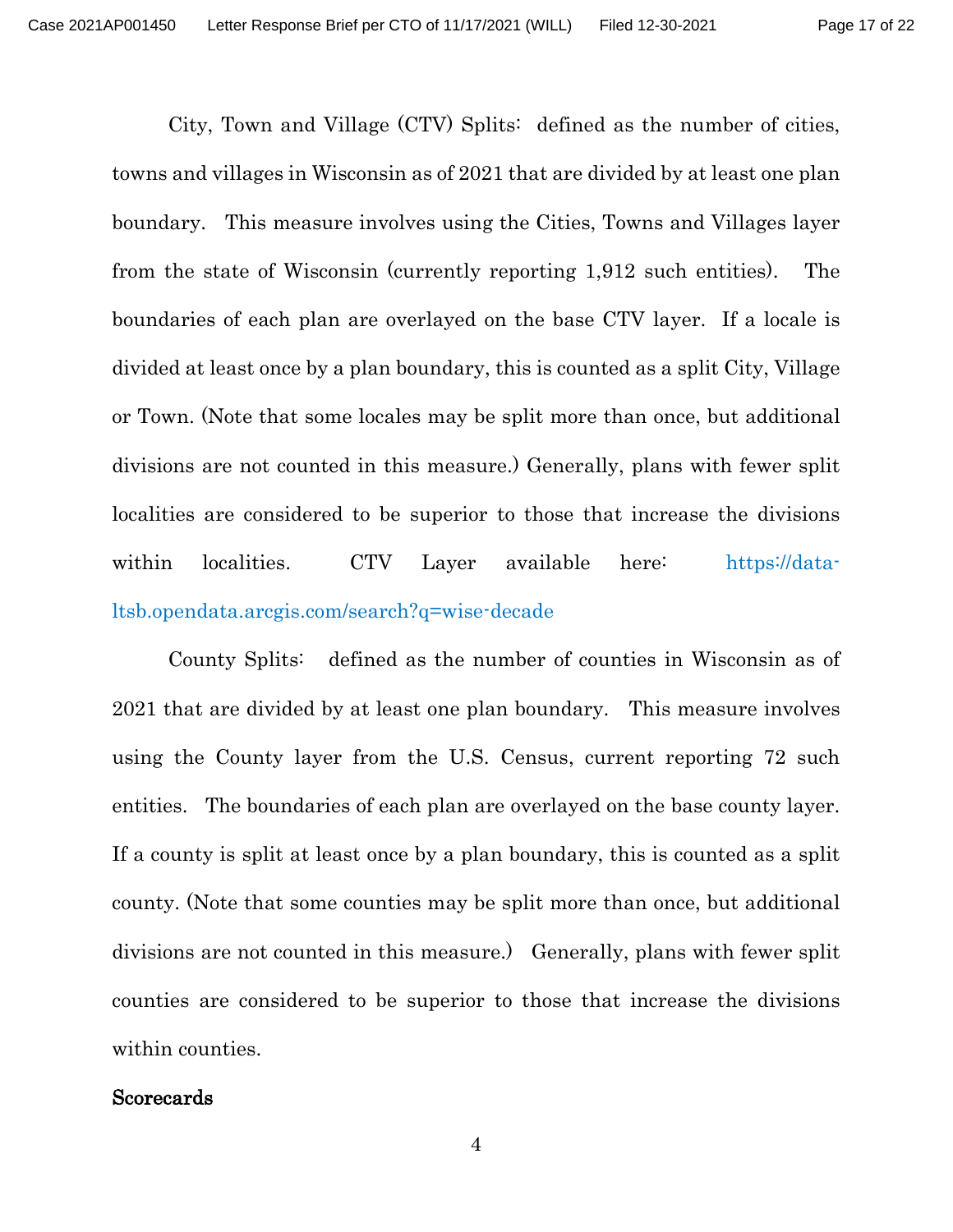City, Town and Village (CTV) Splits: defined as the number of cities, towns and villages in Wisconsin as of 2021 that are divided by at least one plan boundary. This measure involves using the Cities, Towns and Villages layer from the state of Wisconsin (currently reporting 1,912 such entities). The boundaries of each plan are overlayed on the base CTV layer. If a locale is divided at least once by a plan boundary, this is counted as a split City, Village or Town. (Note that some locales may be split more than once, but additional divisions are not counted in this measure.) Generally, plans with fewer split localities are considered to be superior to those that increase the divisions within localities. CTV Layer available here: https://data-ltsb.opendata.arcgis.com/search?q=wise-decade

County Splits: defined as the number of counties in Wisconsin as of 2021 that are divided by at least one plan boundary. This measure involves using the County layer from the U.S. Census, current reporting 72 such entities. The boundaries of each plan are overlayed on the base county layer. If a county is split at least once by a plan boundary, this is counted as a split county. (Note that some counties may be split more than once, but additional divisions are not counted in this measure.) Generally, plans with fewer split counties are considered to be superior to those that increase the divisions within counties.

**Scorecards**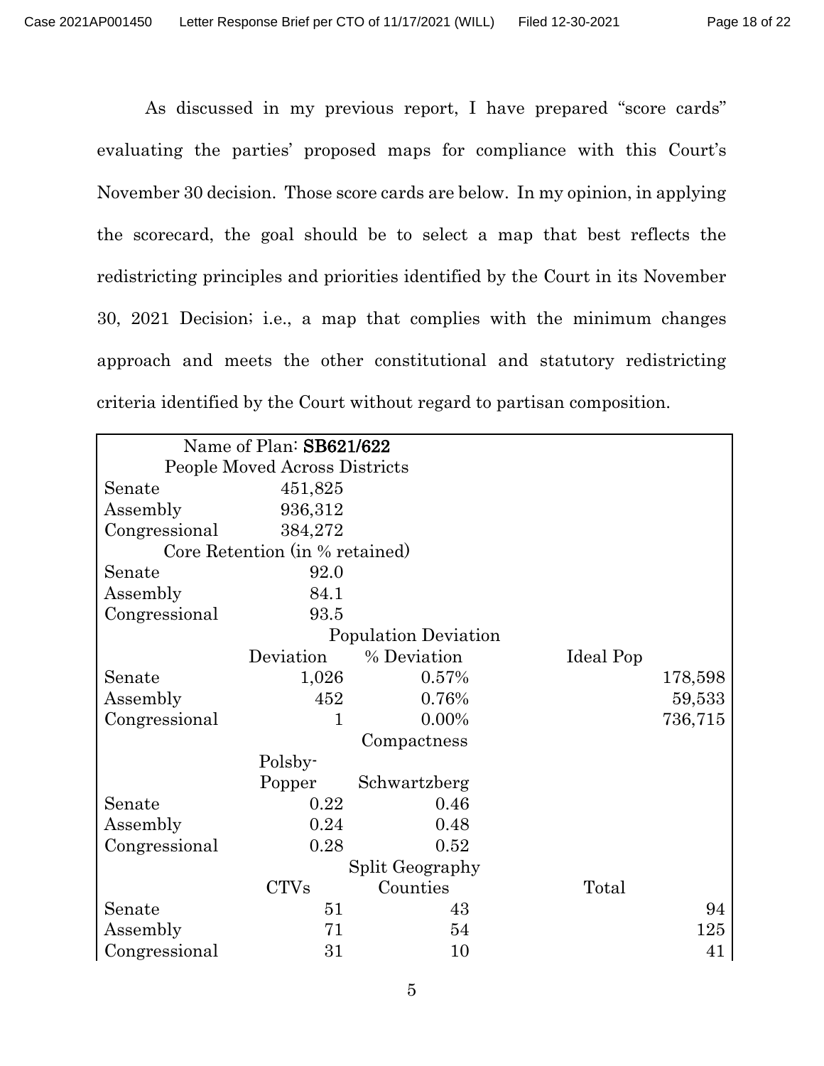As discussed in my previous report, I have prepared "score cards" evaluating the parties' proposed maps for compliance with this Court's November 30 decision. Those score cards are below. In my opinion, in applying the scorecard, the goal should be to select a map that best reflects the redistricting principles and priorities identified by the Court in its November 30, 2021 Decision; i.e., a map that complies with the minimum changes approach and meets the other constitutional and statutory redistricting criteria identified by the Court without regard to partisan composition.

| Name of Plan: **SB621/622** | | | |
|---|---|---|---|
| **People Moved Across Districts** | | | |
| Senate | 451,825 | | |
| Assembly | 936,312 | | |
| Congressional | 384,272 | | |
| **Core Retention (in % retained)** | | | |
| Senate | 92.0 | | |
| Assembly | 84.1 | | |
| Congressional | 93.5 | | |
| **Population Deviation** | | | |
| | Deviation | % Deviation | Ideal Pop |
| Senate | 1,026 | 0.57% | 178,598 |
| Assembly | 452 | 0.76% | 59,533 |
| Congressional | 1 | 0.00% | 736,715 |
| **Compactness** | | | |
| | Polsby-Popper | Schwartzberg | |
| Senate | 0.22 | 0.46 | |
| Assembly | 0.24 | 0.48 | |
| Congressional | 0.28 | 0.52 | |
| **Split Geography** | | | |
| | CTVs | Counties | Total |
| Senate | 51 | 43 | 94 |
| Assembly | 71 | 54 | 125 |
| Congressional | 31 | 10 | 41 |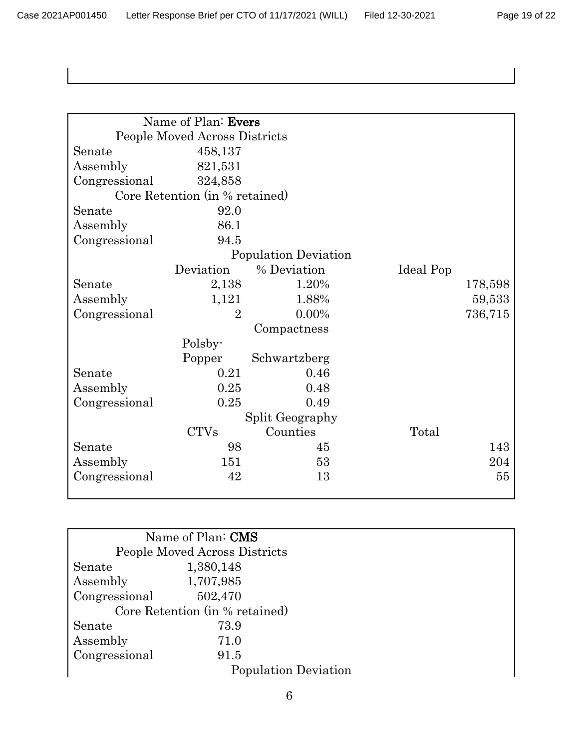| Name of Plan: **Evers** | | | |
|---|---|---|---|
| People Moved Across Districts | | | |
| Senate | 458,137 | | |
| Assembly | 821,531 | | |
| Congressional | 324,858 | | |
| Core Retention (in % retained) | | | |
| Senate | 92.0 | | |
| Assembly | 86.1 | | |
| Congressional | 94.5 | | |
| | Population Deviation | | |
| | Deviation | % Deviation | Ideal Pop |
| Senate | 2,138 | 1.20% | 178,598 |
| Assembly | 1,121 | 1.88% | 59,533 |
| Congressional | 2 | 0.00% | 736,715 |
| | Compactness | | |
| | Polsby-Popper | Schwartzberg | |
| Senate | 0.21 | 0.46 | |
| Assembly | 0.25 | 0.48 | |
| Congressional | 0.25 | 0.49 | |
| | Split Geography | | |
| | CTVs | Counties | Total |
| Senate | 98 | 45 | 143 |
| Assembly | 151 | 53 | 204 |
| Congressional | 42 | 13 | 55 |

| Name of Plan: **CMS** | |
|---|---|
| People Moved Across Districts | |
| Senate | 1,380,148 |
| Assembly | 1,707,985 |
| Congressional | 502,470 |
| Core Retention (in % retained) | |
| Senate | 73.9 |
| Assembly | 71.0 |
| Congressional | 91.5 |
| Population Deviation | |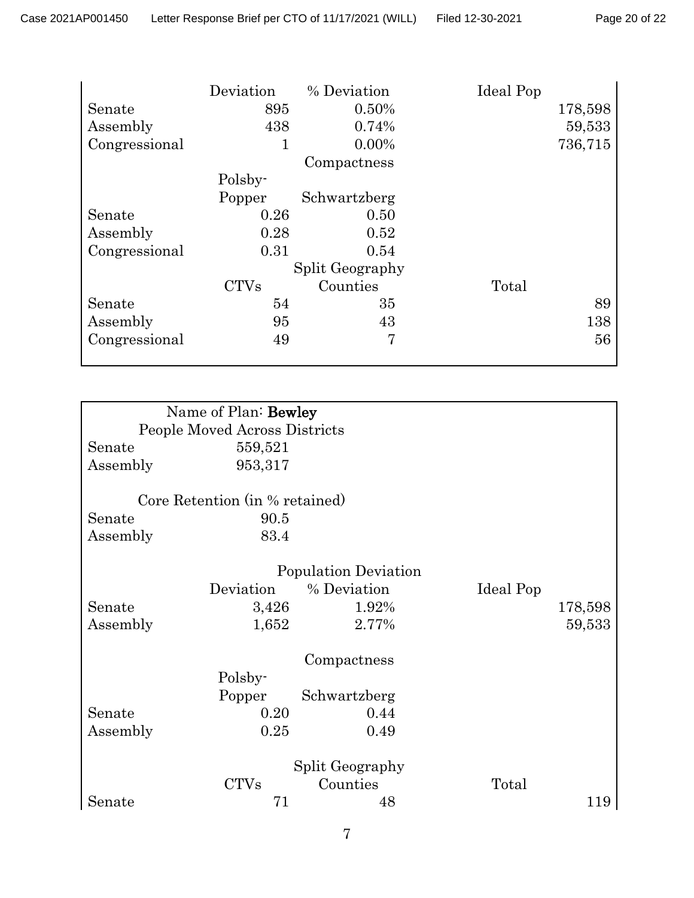| | Deviation | % Deviation | | Ideal Pop |
|---|---|---|---|---|
| Senate | 895 | 0.50% | | 178,598 |
| Assembly | 438 | 0.74% | | 59,533 |
| Congressional | 1 | 0.00% | | 736,715 |
| | | Compactness | | |
| | Polsby-Popper | Schwartzberg | | |
| Senate | 0.26 | 0.50 | | |
| Assembly | 0.28 | 0.52 | | |
| Congressional | 0.31 | 0.54 | | |
| | | Split Geography | | |
| | CTVs | Counties | Total | |
| Senate | 54 | 35 | | 89 |
| Assembly | 95 | 43 | | 138 |
| Congressional | 49 | 7 | | 56 |

Name of Plan: **Bewley**

| People Moved Across Districts | |
|---|---|
| Senate | 559,521 |
| Assembly | 953,317 |

| Core Retention (in % retained) | |
|---|---|
| Senate | 90.5 |
| Assembly | 83.4 |

| | | Population Deviation | | |
|---|---|---|---|---|
| | Deviation | % Deviation | | Ideal Pop |
| Senate | 3,426 | 1.92% | | 178,598 |
| Assembly | 1,652 | 2.77% | | 59,533 |
| | | Compactness | | |
| | Polsby-Popper | Schwartzberg | | |
| Senate | 0.20 | 0.44 | | |
| Assembly | 0.25 | 0.49 | | |
| | | Split Geography | | |
| | CTVs | Counties | Total | |
| Senate | 71 | 48 | | 119 |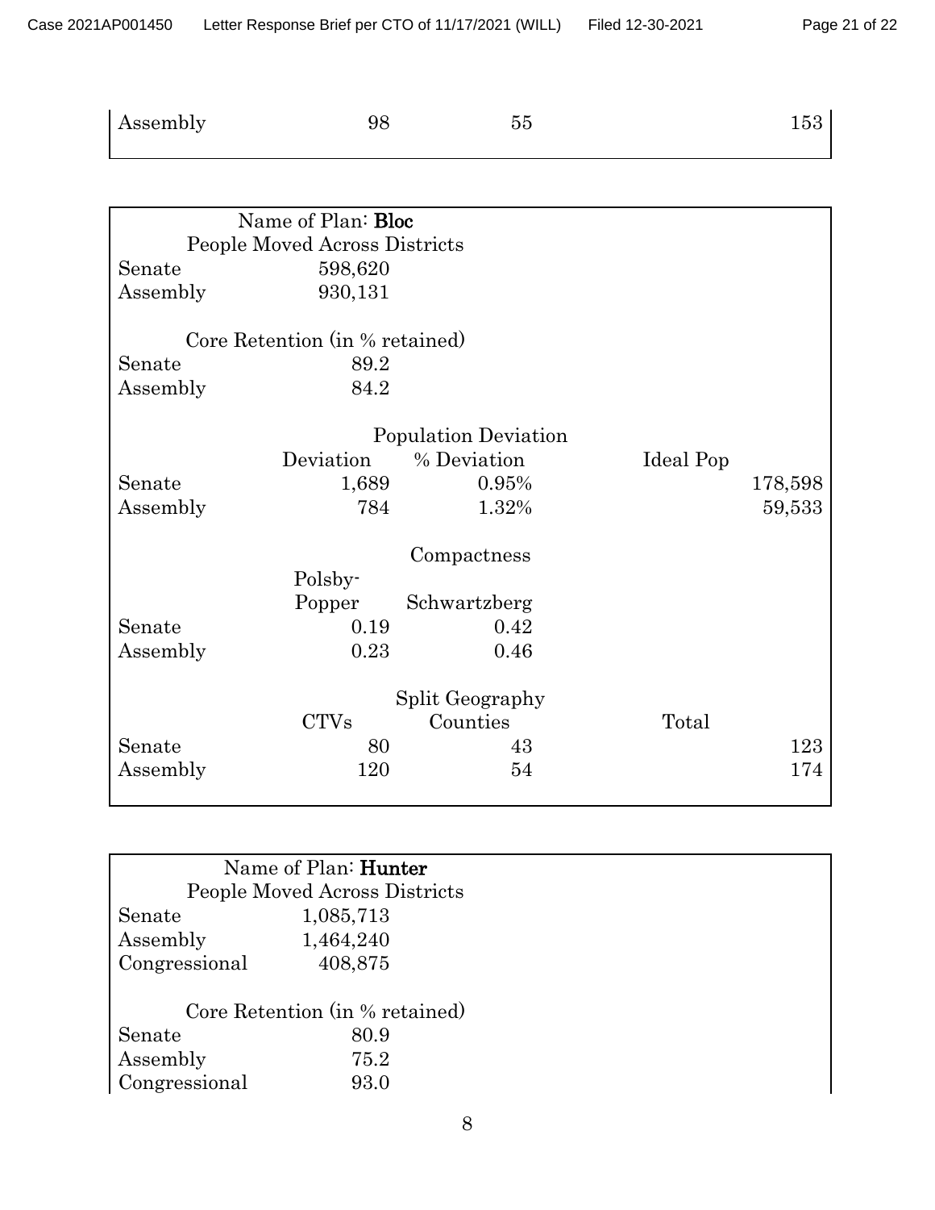| Assembly | 98 | 55 | 153 |
|---|---|---|---|

| Name of Plan: **Bloc** | | | |
|---|---|---|---|
| People Moved Across Districts | | | |
| Senate | 598,620 | | |
| Assembly | 930,131 | | |
| | | | |
| Core Retention (in % retained) | | | |
| Senate | 89.2 | | |
| Assembly | 84.2 | | |
| | | | |
| | Population Deviation | | |
| | Deviation | % Deviation | Ideal Pop |
| Senate | 1,689 | 0.95% | 178,598 |
| Assembly | 784 | 1.32% | 59,533 |
| | | | |
| | Compactness | | |
| | Polsby-Popper | Schwartzberg | |
| Senate | 0.19 | 0.42 | |
| Assembly | 0.23 | 0.46 | |
| | | | |
| | Split Geography | | |
| | CTVs | Counties | Total |
| Senate | 80 | 43 | 123 |
| Assembly | 120 | 54 | 174 |

| Name of Plan: **Hunter** | |
|---|---|
| People Moved Across Districts | |
| Senate | 1,085,713 |
| Assembly | 1,464,240 |
| Congressional | 408,875 |
| | |
| Core Retention (in % retained) | |
| Senate | 80.9 |
| Assembly | 75.2 |
| Congressional | 93.0 |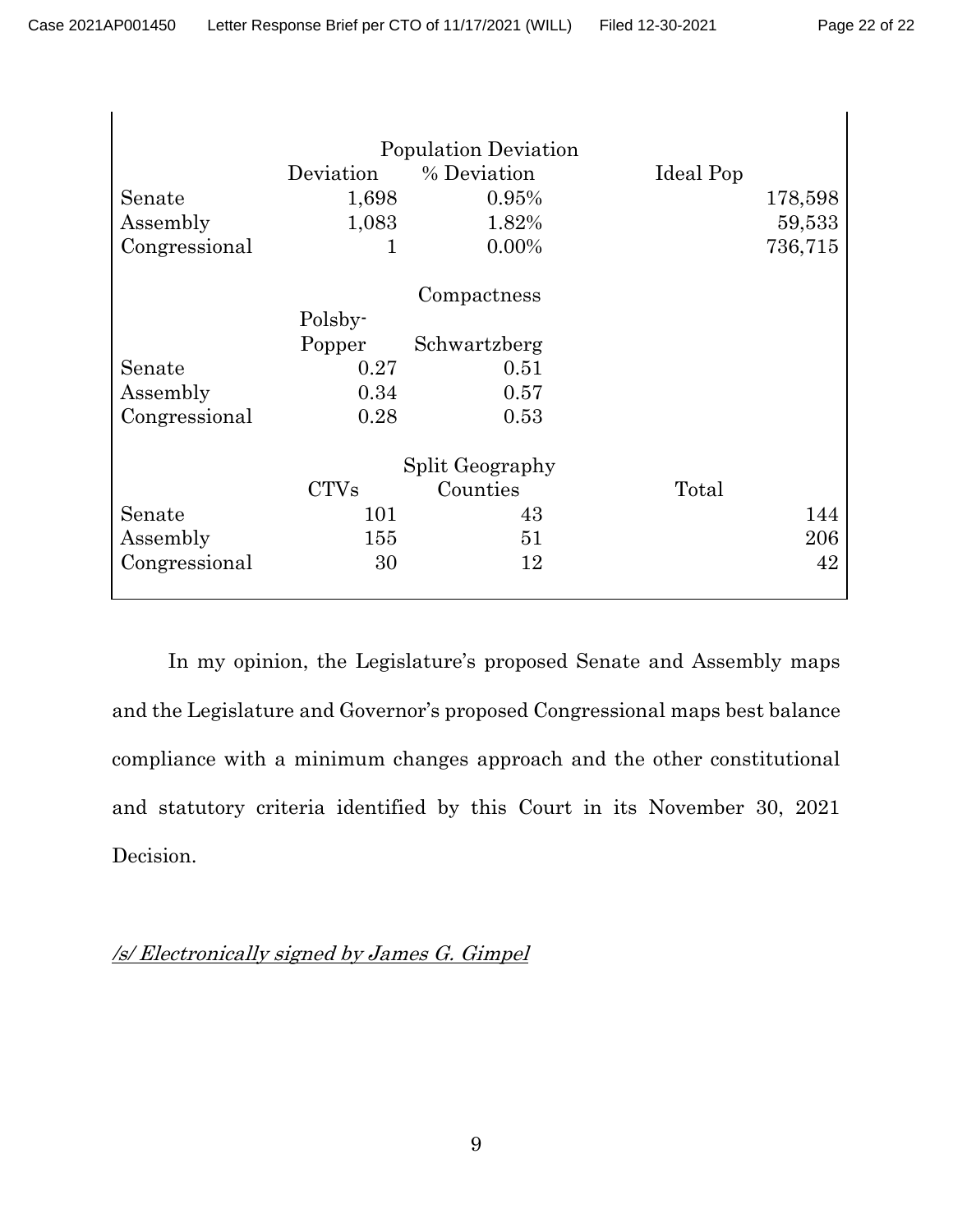| | Population Deviation | | |
|---|---|---|---|
| | Deviation | % Deviation | Ideal Pop |
| Senate | 1,698 | 0.95% | 178,598 |
| Assembly | 1,083 | 1.82% | 59,533 |
| Congressional | 1 | 0.00% | 736,715 |
| | | Compactness | |
| | Polsby-Popper | Schwartzberg | |
| Senate | 0.27 | 0.51 | |
| Assembly | 0.34 | 0.57 | |
| Congressional | 0.28 | 0.53 | |
| | | Split Geography | |
| | CTVs | Counties | Total |
| Senate | 101 | 43 | 144 |
| Assembly | 155 | 51 | 206 |
| Congressional | 30 | 12 | 42 |

In my opinion, the Legislature's proposed Senate and Assembly maps and the Legislature and Governor's proposed Congressional maps best balance compliance with a minimum changes approach and the other constitutional and statutory criteria identified by this Court in its November 30, 2021 Decision.

*/s/ Electronically signed by James G. Gimpel*